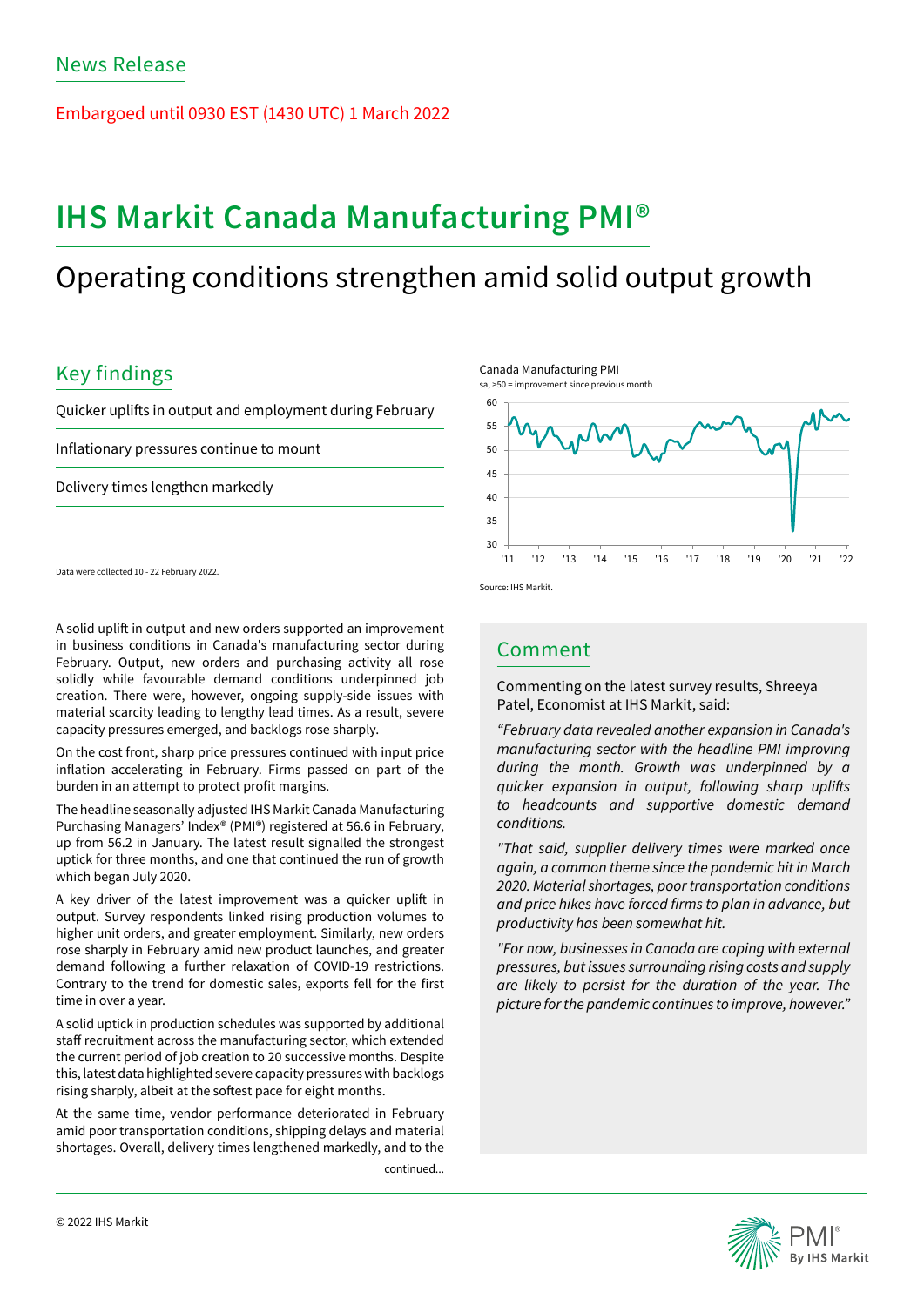News Release

Embargoed until 0930 EST (1430 UTC) 1 March 2022

# IHS Markit Canada Manufacturing PMI®

## Operating conditions strengthen amid solid output growth

## Key findings

Quicker uplifts in output and employment during February

Inflationary pressures continue to mount

Delivery times lengthen markedly

Data were collected 10 - 22 February 2022.

Canada Manufacturing PMI

sa, >50 = improvement since previous month

Source: IHS Markit.

A solid uplift in output and new orders supported an improvement in business conditions in Canada's manufacturing sector during February. Output, new orders and purchasing activity all rose solidly while favourable demand conditions underpinned job creation. There were, however, ongoing supply-side issues with material scarcity leading to lengthy lead times. As a result, severe capacity pressures emerged, and backlogs rose sharply.

On the cost front, sharp price pressures continued with input price inflation accelerating in February. Firms passed on part of the burden in an attempt to protect profit margins.

The headline seasonally adjusted IHS Markit Canada Manufacturing Purchasing Managers' Index® (PMI®) registered at 56.6 in February, up from 56.2 in January. The latest result signalled the strongest uptick for three months, and one that continued the run of growth which began July 2020.

A key driver of the latest improvement was a quicker uplift in output. Survey respondents linked rising production volumes to higher unit orders, and greater employment. Similarly, new orders rose sharply in February amid new product launches, and greater demand following a further relaxation of COVID-19 restrictions. Contrary to the trend for domestic sales, exports fell for the first time in over a year.

A solid uptick in production schedules was supported by additional staff recruitment across the manufacturing sector, which extended the current period of job creation to 20 successive months. Despite this, latest data highlighted severe capacity pressures with backlogs rising sharply, albeit at the softest pace for eight months.

At the same time, vendor performance deteriorated in February amid poor transportation conditions, shipping delays and material shortages. Overall, delivery times lengthened markedly, and to the

continued...

## Comment

Commenting on the latest survey results, Shreeya Patel, Economist at IHS Markit, said:

*"February data revealed another expansion in Canada's manufacturing sector with the headline PMI improving during the month. Growth was underpinned by a quicker expansion in output, following sharp uplifts to headcounts and supportive domestic demand conditions.*

*"That said, supplier delivery times were marked once again, a common theme since the pandemic hit in March 2020. Material shortages, poor transportation conditions and price hikes have forced firms to plan in advance, but productivity has been somewhat hit.*

*"For now, businesses in Canada are coping with external pressures, but issues surrounding rising costs and supply are likely to persist for the duration of the year. The picture for the pandemic continues to improve, however."*

© 2022 IHS Markit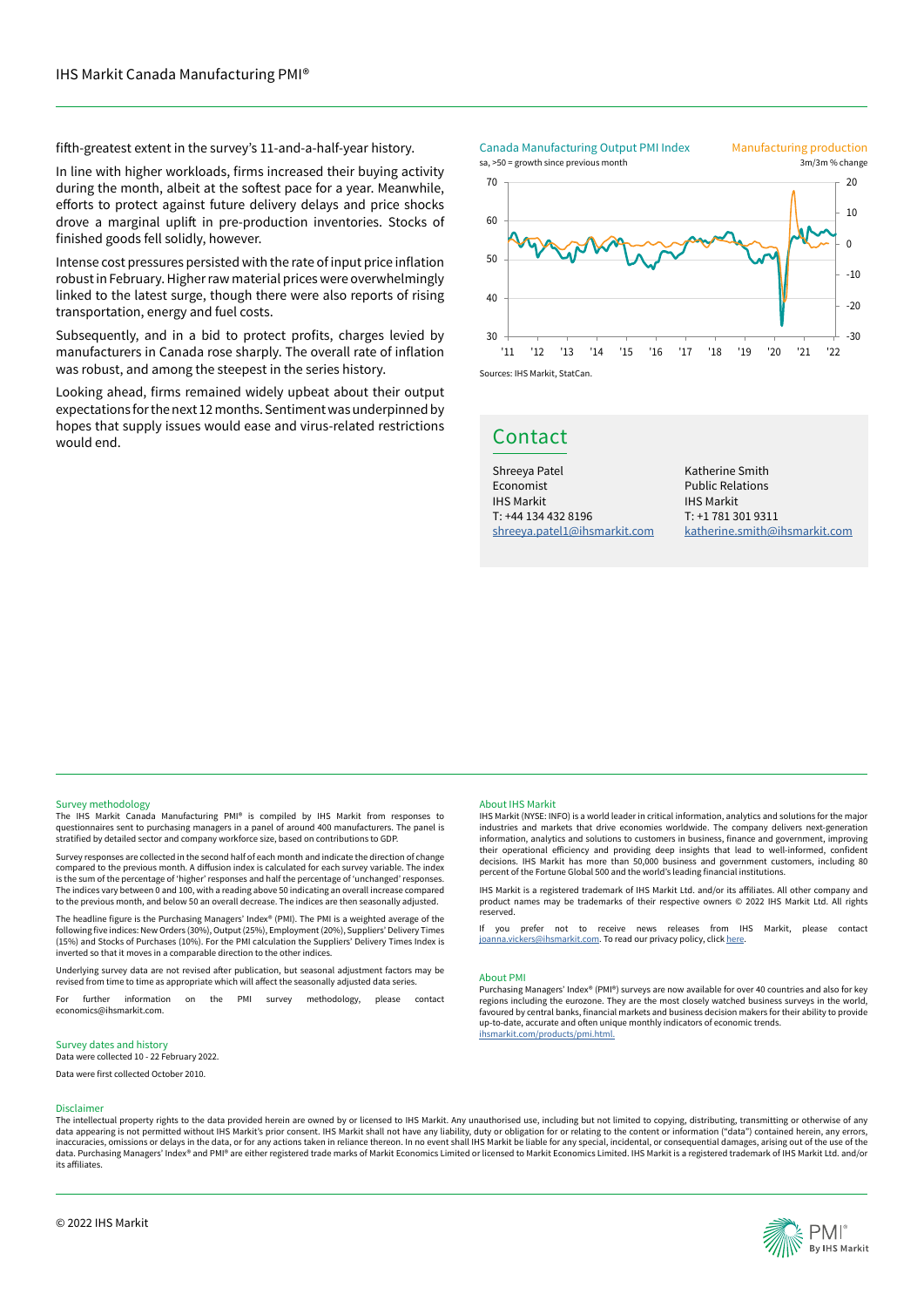fifth-greatest extent in the survey's 11-and-a-half-year history.

In line with higher workloads, firms increased their buying activity during the month, albeit at the softest pace for a year. Meanwhile, efforts to protect against future delivery delays and price shocks drove a marginal uplift in pre-production inventories. Stocks of finished goods fell solidly, however.

Intense cost pressures persisted with the rate of input price inflation robust in February. Higher raw material prices were overwhelmingly linked to the latest surge, though there were also reports of rising transportation, energy and fuel costs.

Subsequently, and in a bid to protect profits, charges levied by manufacturers in Canada rose sharply. The overall rate of inflation was robust, and among the steepest in the series history.

Looking ahead, firms remained widely upbeat about their output expectations for the next 12 months. Sentiment was underpinned by hopes that supply issues would ease and virus-related restrictions would end.

Canada Manufacturing Output PMI Index
sa, >50 = growth since previous month

Manufacturing production
3m/3m % change

70
60
50
40
30

20
10
0
-10
-20
-30

'11 '12 '13 '14 '15 '16 '17 '18 '19 '20 '21 '22

Sources: IHS Markit, StatCan.

## Contact

Shreeya Patel
Economist
IHS Markit
T: +44 134 432 8196
shreeya.patel1@ihsmarkit.com

Katherine Smith
Public Relations
IHS Markit
T: +1 781 301 9311
katherine.smith@ihsmarkit.com

### Survey methodology

The IHS Markit Canada Manufacturing PMI® is compiled by IHS Markit from responses to questionnaires sent to purchasing managers in a panel of around 400 manufacturers. The panel is stratified by detailed sector and company workforce size, based on contributions to GDP.

Survey responses are collected in the second half of each month and indicate the direction of change compared to the previous month. A diffusion index is calculated for each survey variable. The index is the sum of the percentage of 'higher' responses and half the percentage of 'unchanged' responses. The indices vary between 0 and 100, with a reading above 50 indicating an overall increase compared to the previous month, and below 50 an overall decrease. The indices are then seasonally adjusted.

The headline figure is the Purchasing Managers' Index® (PMI). The PMI is a weighted average of the following five indices: New Orders (30%), Output (25%), Employment (20%), Suppliers' Delivery Times (15%) and Stocks of Purchases (10%). For the PMI calculation the Suppliers' Delivery Times Index is inverted so that it moves in a comparable direction to the other indices.

Underlying survey data are not revised after publication, but seasonal adjustment factors may be revised from time to time as appropriate which will affect the seasonally adjusted data series.

For further information on the PMI survey methodology, please contact economics@ihsmarkit.com.

### Survey dates and history

Data were collected 10 - 22 February 2022.

Data were first collected October 2010.

### About IHS Markit

IHS Markit (NYSE: INFO) is a world leader in critical information, analytics and solutions for the major industries and markets that drive economies worldwide. The company delivers next-generation information, analytics and solutions to customers in business, finance and government, improving their operational efficiency and providing deep insights that lead to well-informed, confident decisions. IHS Markit has more than 50,000 business and government customers, including 80 percent of the Fortune Global 500 and the world's leading financial institutions.

IHS Markit is a registered trademark of IHS Markit Ltd. and/or its affiliates. All other company and product names may be trademarks of their respective owners © 2022 IHS Markit Ltd. All rights reserved.

If you prefer not to receive news releases from IHS Markit, please contact joanna.vickers@ihsmarkit.com. To read our privacy policy, click here.

### About PMI

Purchasing Managers' Index® (PMI®) surveys are now available for over 40 countries and also for key regions including the eurozone. They are the most closely watched business surveys in the world, favoured by central banks, financial markets and business decision makers for their ability to provide up-to-date, accurate and often unique monthly indicators of economic trends.
ihsmarkit.com/products/pmi.html.

### Disclaimer

The intellectual property rights to the data provided herein are owned by or licensed to IHS Markit. Any unauthorised use, including but not limited to copying, distributing, transmitting or otherwise of any data appearing is not permitted without IHS Markit's prior consent. IHS Markit shall not have any liability, duty or obligation for or relating to the content or information ("data") contained herein, any errors, inaccuracies, omissions or delays in the data, or for any actions taken in reliance thereon. In no event shall IHS Markit be liable for any special, incidental, or consequential damages, arising out of the use of the data. Purchasing Managers' Index® and PMI® are either registered trade marks of Markit Economics Limited or licensed to Markit Economics Limited. IHS Markit is a registered trademark of IHS Markit Ltd. and/or its affiliates.

© 2022 IHS Markit